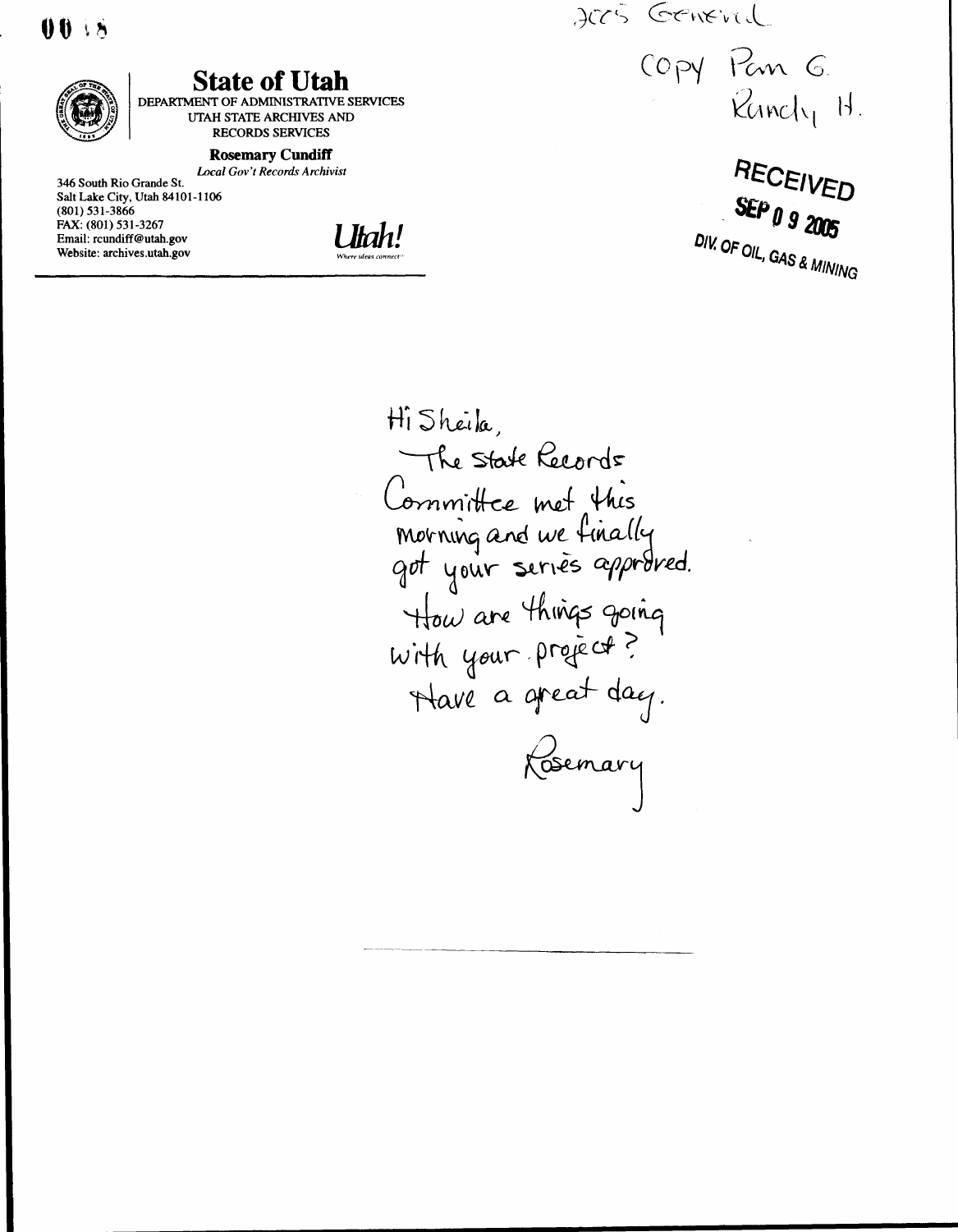0018

**State of Utah**

DEPARTMENT OF ADMINISTRATIVE SERVICES
UTAH STATE ARCHIVES AND
RECORDS SERVICES

**Rosemary Cundiff**
*Local Gov't Records Archivist*

346 South Rio Grande St.
Salt Lake City, Utah 84101-1106
(801) 531-3866
FAX: (801) 531-3267
Email: rcundiff@utah.gov
Website: archives.utah.gov

*Utah!*
*Where ideas connect*

ACCS General

COPY Pam G.
Randy H.

RECEIVED
SEP 09 2005
DIV. OF OIL, GAS & MINING

Hi Sheila,

The State Records Committee met this morning and we finally got your series approved. How are things going with your project? Have a great day.

Rosemary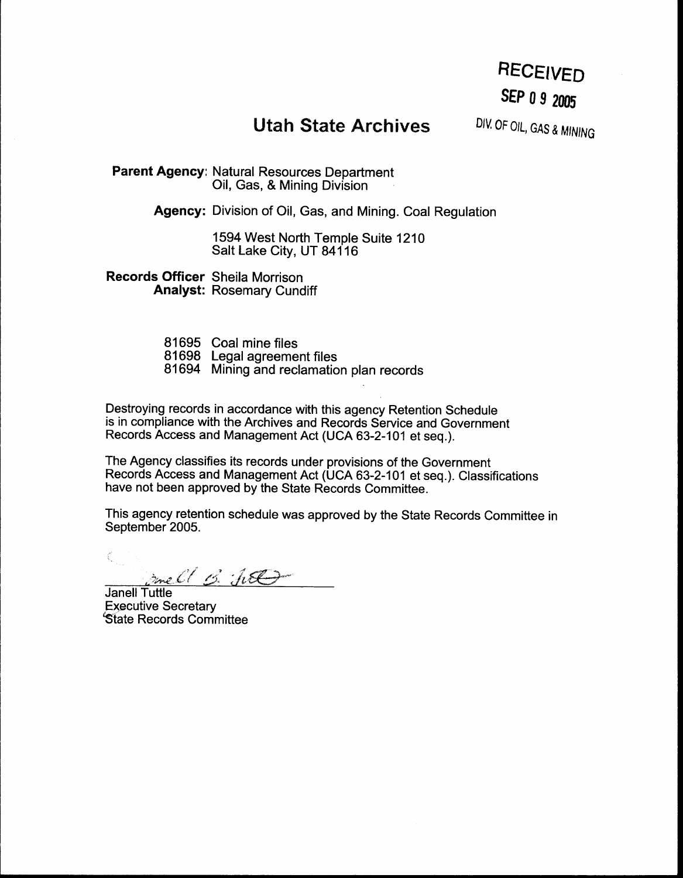RECEIVED

SEP 0 9 2005

DIV. OF OIL, GAS & MINING

# Utah State Archives

**Parent Agency:** Natural Resources Department
Oil, Gas, & Mining Division

**Agency:** Division of Oil, Gas, and Mining. Coal Regulation

1594 West North Temple Suite 1210
Salt Lake City, UT 84116

**Records Officer** Sheila Morrison
**Analyst:** Rosemary Cundiff

81695 Coal mine files
81698 Legal agreement files
81694 Mining and reclamation plan records

Destroying records in accordance with this agency Retention Schedule is in compliance with the Archives and Records Service and Government Records Access and Management Act (UCA 63-2-101 et seq.).

The Agency classifies its records under provisions of the Government Records Access and Management Act (UCA 63-2-101 et seq.). Classifications have not been approved by the State Records Committee.

This agency retention schedule was approved by the State Records Committee in September 2005.

Janell Tuttle
Executive Secretary
State Records Committee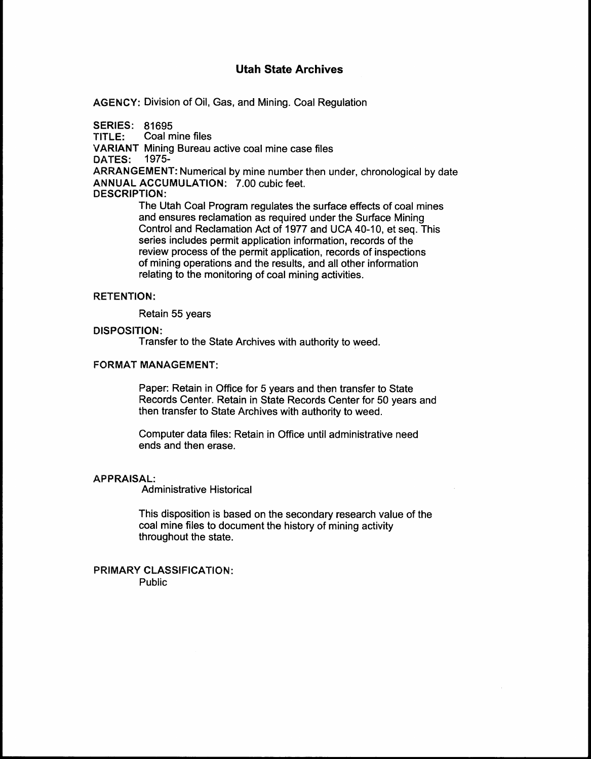# Utah State Archives

**AGENCY:** Division of Oil, Gas, and Mining. Coal Regulation

**SERIES:** 81695
**TITLE:** Coal mine files
**VARIANT** Mining Bureau active coal mine case files
**DATES:** 1975-
**ARRANGEMENT:** Numerical by mine number then under, chronological by date
**ANNUAL ACCUMULATION:** 7.00 cubic feet.
**DESCRIPTION:**

The Utah Coal Program regulates the surface effects of coal mines and ensures reclamation as required under the Surface Mining Control and Reclamation Act of 1977 and UCA 40-10, et seq. This series includes permit application information, records of the review process of the permit application, records of inspections of mining operations and the results, and all other information relating to the monitoring of coal mining activities.

**RETENTION:**

Retain 55 years

**DISPOSITION:**

Transfer to the State Archives with authority to weed.

**FORMAT MANAGEMENT:**

Paper: Retain in Office for 5 years and then transfer to State Records Center. Retain in State Records Center for 50 years and then transfer to State Archives with authority to weed.

Computer data files: Retain in Office until administrative need ends and then erase.

**APPRAISAL:**

Administrative Historical

This disposition is based on the secondary research value of the coal mine files to document the history of mining activity throughout the state.

**PRIMARY CLASSIFICATION:**

Public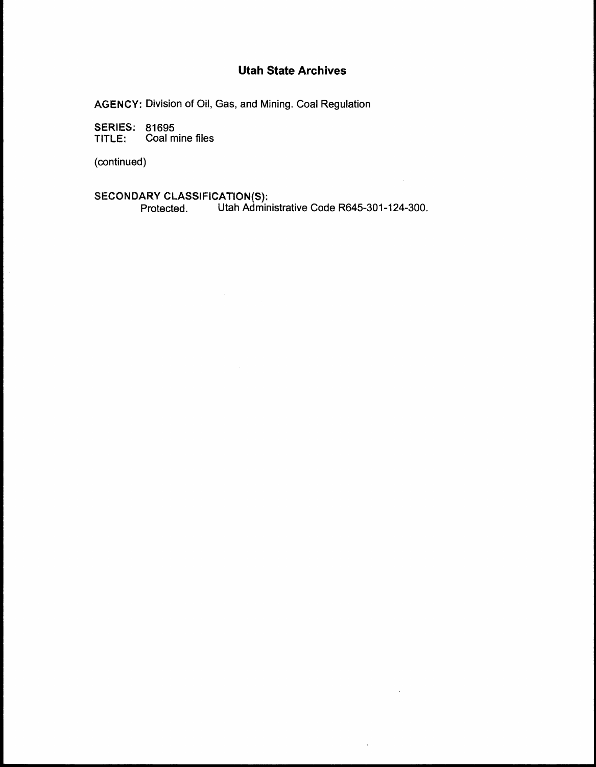# Utah State Archives

**AGENCY:** Division of Oil, Gas, and Mining. Coal Regulation

**SERIES:** 81695
**TITLE:** Coal mine files

(continued)

**SECONDARY CLASSIFICATION(S):**
Protected. Utah Administrative Code R645-301-124-300.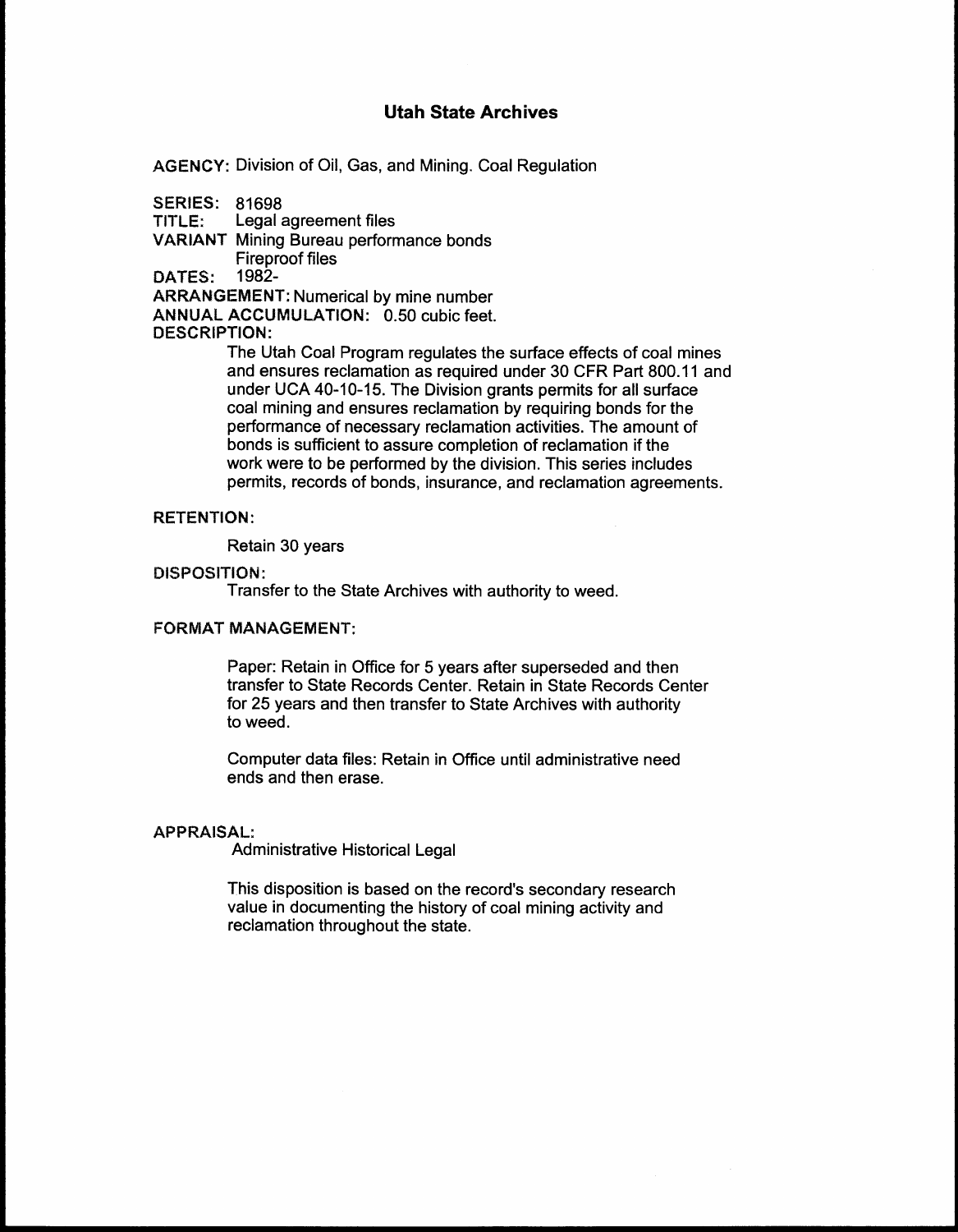# Utah State Archives

**AGENCY:** Division of Oil, Gas, and Mining. Coal Regulation

**SERIES:** 81698
**TITLE:** Legal agreement files
**VARIANT** Mining Bureau performance bonds
Fireproof files
**DATES:** 1982-
**ARRANGEMENT:** Numerical by mine number
**ANNUAL ACCUMULATION:** 0.50 cubic feet.
**DESCRIPTION:**

The Utah Coal Program regulates the surface effects of coal mines and ensures reclamation as required under 30 CFR Part 800.11 and under UCA 40-10-15. The Division grants permits for all surface coal mining and ensures reclamation by requiring bonds for the performance of necessary reclamation activities. The amount of bonds is sufficient to assure completion of reclamation if the work were to be performed by the division. This series includes permits, records of bonds, insurance, and reclamation agreements.

**RETENTION:**

Retain 30 years

**DISPOSITION:**

Transfer to the State Archives with authority to weed.

**FORMAT MANAGEMENT:**

Paper: Retain in Office for 5 years after superseded and then transfer to State Records Center. Retain in State Records Center for 25 years and then transfer to State Archives with authority to weed.

Computer data files: Retain in Office until administrative need ends and then erase.

**APPRAISAL:**

Administrative Historical Legal

This disposition is based on the record's secondary research value in documenting the history of coal mining activity and reclamation throughout the state.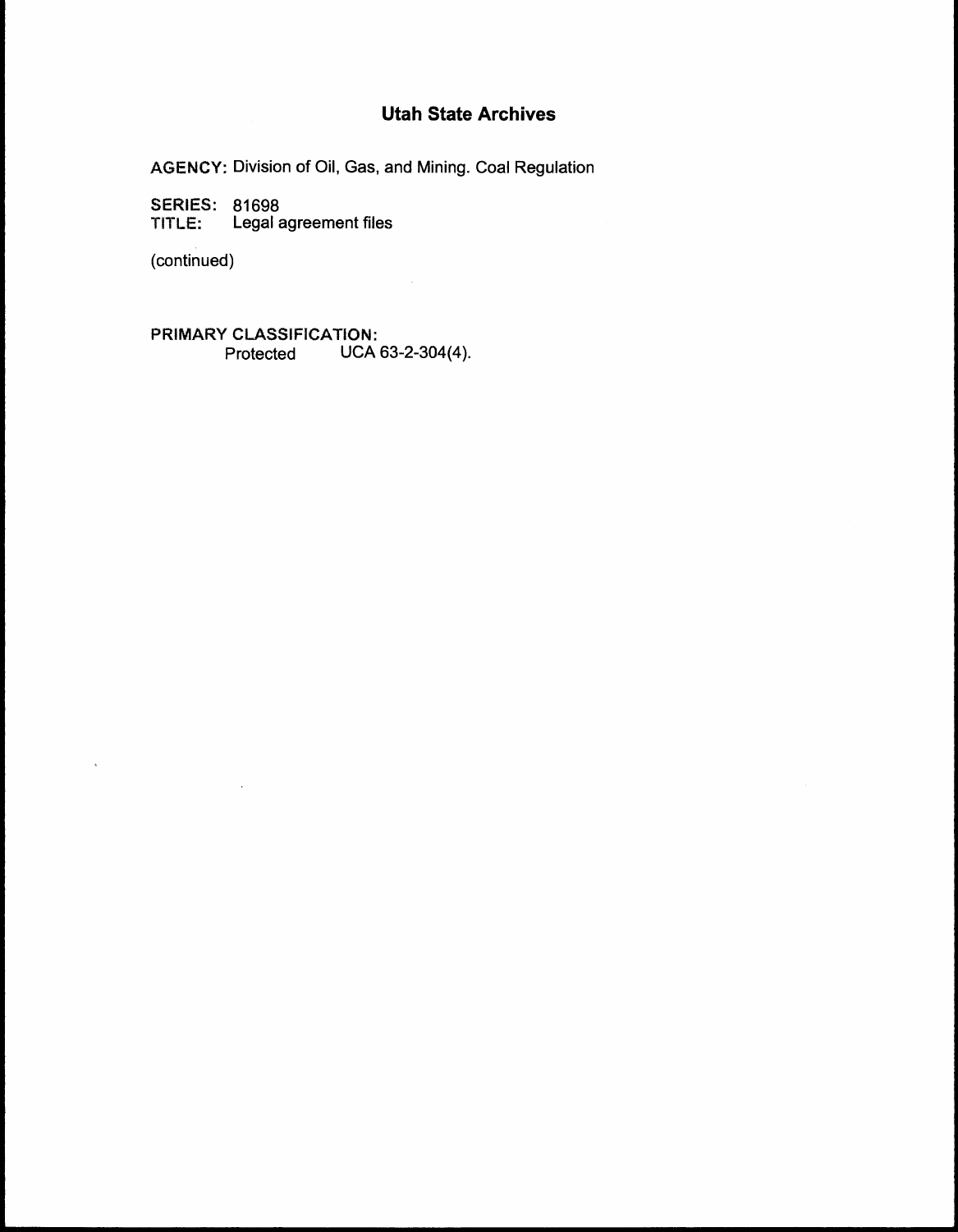# Utah State Archives

AGENCY: Division of Oil, Gas, and Mining. Coal Regulation

SERIES: 81698
TITLE: Legal agreement files

(continued)

PRIMARY CLASSIFICATION:
Protected UCA 63-2-304(4).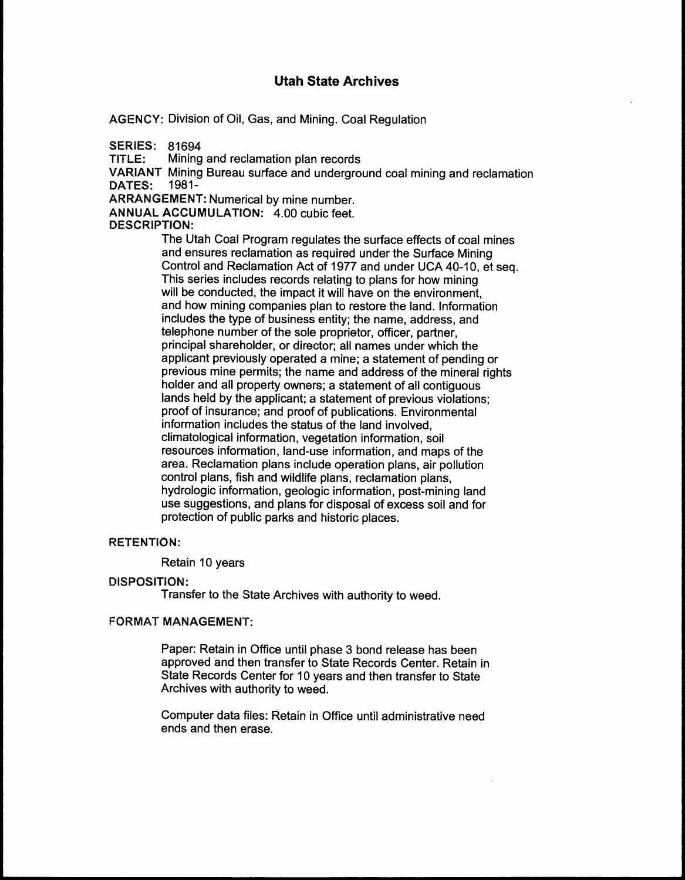# Utah State Archives

**AGENCY:** Division of Oil, Gas, and Mining. Coal Regulation

**SERIES:** 81694
**TITLE:** Mining and reclamation plan records
**VARIANT** Mining Bureau surface and underground coal mining and reclamation
**DATES:** 1981-
**ARRANGEMENT:** Numerical by mine number.
**ANNUAL ACCUMULATION:** 4.00 cubic feet.
**DESCRIPTION:**

The Utah Coal Program regulates the surface effects of coal mines and ensures reclamation as required under the Surface Mining Control and Reclamation Act of 1977 and under UCA 40-10, et seq. This series includes records relating to plans for how mining will be conducted, the impact it will have on the environment, and how mining companies plan to restore the land. Information includes the type of business entity; the name, address, and telephone number of the sole proprietor, officer, partner, principal shareholder, or director; all names under which the applicant previously operated a mine; a statement of pending or previous mine permits; the name and address of the mineral rights holder and all property owners; a statement of all contiguous lands held by the applicant; a statement of previous violations; proof of insurance; and proof of publications. Environmental information includes the status of the land involved, climatological information, vegetation information, soil resources information, land-use information, and maps of the area. Reclamation plans include operation plans, air pollution control plans, fish and wildlife plans, reclamation plans, hydrologic information, geologic information, post-mining land use suggestions, and plans for disposal of excess soil and for protection of public parks and historic places.

**RETENTION:**

Retain 10 years

**DISPOSITION:**

Transfer to the State Archives with authority to weed.

**FORMAT MANAGEMENT:**

Paper: Retain in Office until phase 3 bond release has been approved and then transfer to State Records Center. Retain in State Records Center for 10 years and then transfer to State Archives with authority to weed.

Computer data files: Retain in Office until administrative need ends and then erase.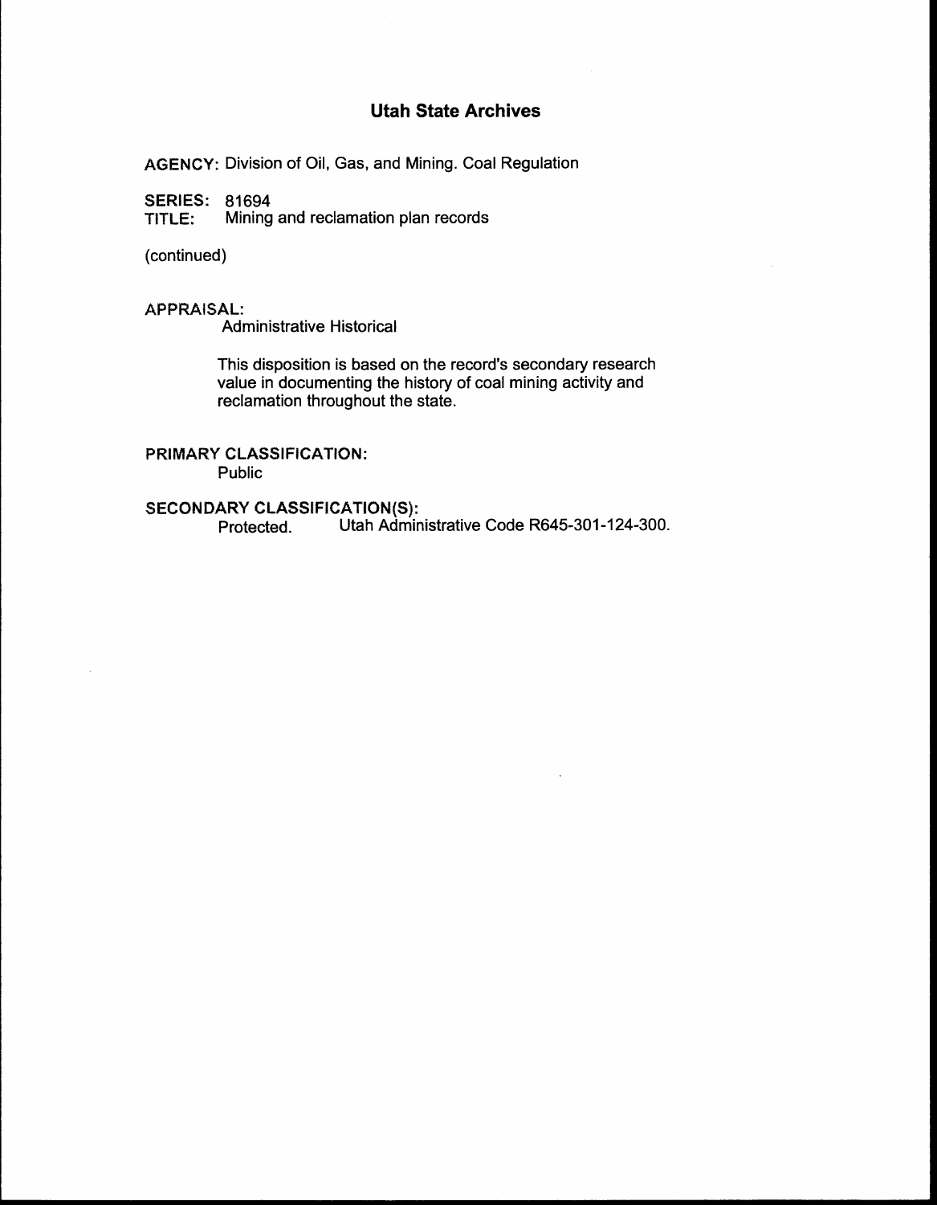## Utah State Archives

**AGENCY:** Division of Oil, Gas, and Mining. Coal Regulation

**SERIES:** 81694
**TITLE:** Mining and reclamation plan records

(continued)

**APPRAISAL:**

Administrative Historical

This disposition is based on the record's secondary research value in documenting the history of coal mining activity and reclamation throughout the state.

**PRIMARY CLASSIFICATION:**

Public

**SECONDARY CLASSIFICATION(S):**

Protected. Utah Administrative Code R645-301-124-300.